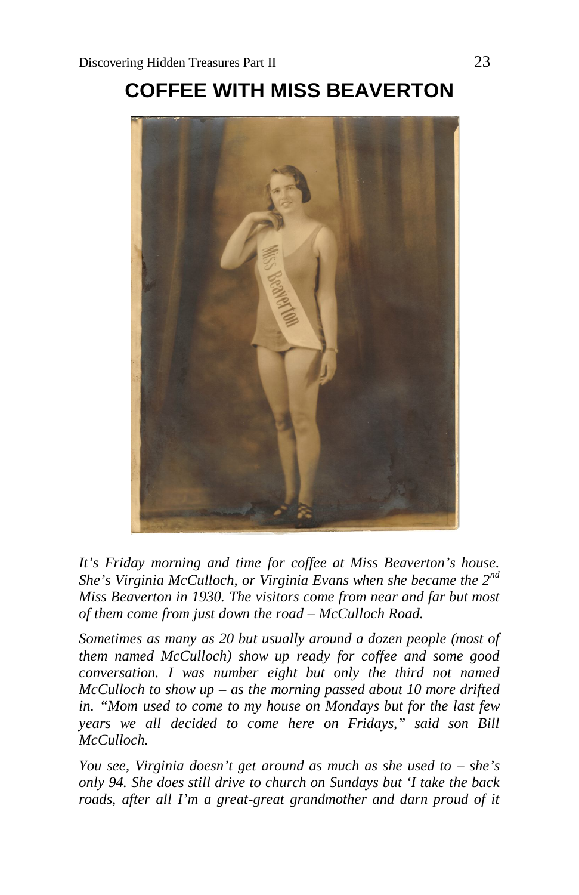# COFFEE WITH MISS BEAVERTON

*It's Friday morning and time for coffee at Miss Beaverton's house. She's Virginia McCulloch, or Virginia Evans when she became the 2nd Miss Beaverton in 1930. The visitors come from near and far but most of them come from just down the road – McCulloch Road.*

*Sometimes as many as 20 but usually around a dozen people (most of them named McCulloch) show up ready for coffee and some good conversation. I was number eight but only the third not named McCulloch to show up – as the morning passed about 10 more drifted in. "Mom used to come to my house on Mondays but for the last few years we all decided to come here on Fridays," said son Bill McCulloch.*

*You see, Virginia doesn't get around as much as she used to – she's only 94. She does still drive to church on Sundays but 'I take the back roads, after all I'm a great-great grandmother and darn proud of it*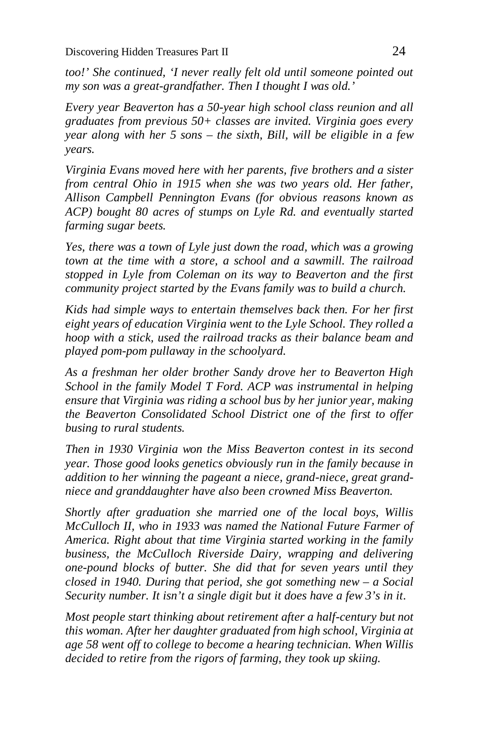*too!' She continued, 'I never really felt old until someone pointed out my son was a great-grandfather. Then I thought I was old.'*

*Every year Beaverton has a 50-year high school class reunion and all graduates from previous 50+ classes are invited. Virginia goes every year along with her 5 sons – the sixth, Bill, will be eligible in a few years.*

*Virginia Evans moved here with her parents, five brothers and a sister from central Ohio in 1915 when she was two years old. Her father, Allison Campbell Pennington Evans (for obvious reasons known as ACP) bought 80 acres of stumps on Lyle Rd. and eventually started farming sugar beets.*

*Yes, there was a town of Lyle just down the road, which was a growing town at the time with a store, a school and a sawmill. The railroad stopped in Lyle from Coleman on its way to Beaverton and the first community project started by the Evans family was to build a church.*

*Kids had simple ways to entertain themselves back then. For her first eight years of education Virginia went to the Lyle School. They rolled a hoop with a stick, used the railroad tracks as their balance beam and played pom-pom pullaway in the schoolyard.*

*As a freshman her older brother Sandy drove her to Beaverton High School in the family Model T Ford. ACP was instrumental in helping ensure that Virginia was riding a school bus by her junior year, making the Beaverton Consolidated School District one of the first to offer busing to rural students.*

*Then in 1930 Virginia won the Miss Beaverton contest in its second year. Those good looks genetics obviously run in the family because in addition to her winning the pageant a niece, grand-niece, great grand-niece and granddaughter have also been crowned Miss Beaverton.*

*Shortly after graduation she married one of the local boys, Willis McCulloch II, who in 1933 was named the National Future Farmer of America. Right about that time Virginia started working in the family business, the McCulloch Riverside Dairy, wrapping and delivering one-pound blocks of butter. She did that for seven years until they closed in 1940. During that period, she got something new – a Social Security number. It isn't a single digit but it does have a few 3's in it.*

*Most people start thinking about retirement after a half-century but not this woman. After her daughter graduated from high school, Virginia at age 58 went off to college to become a hearing technician. When Willis decided to retire from the rigors of farming, they took up skiing.*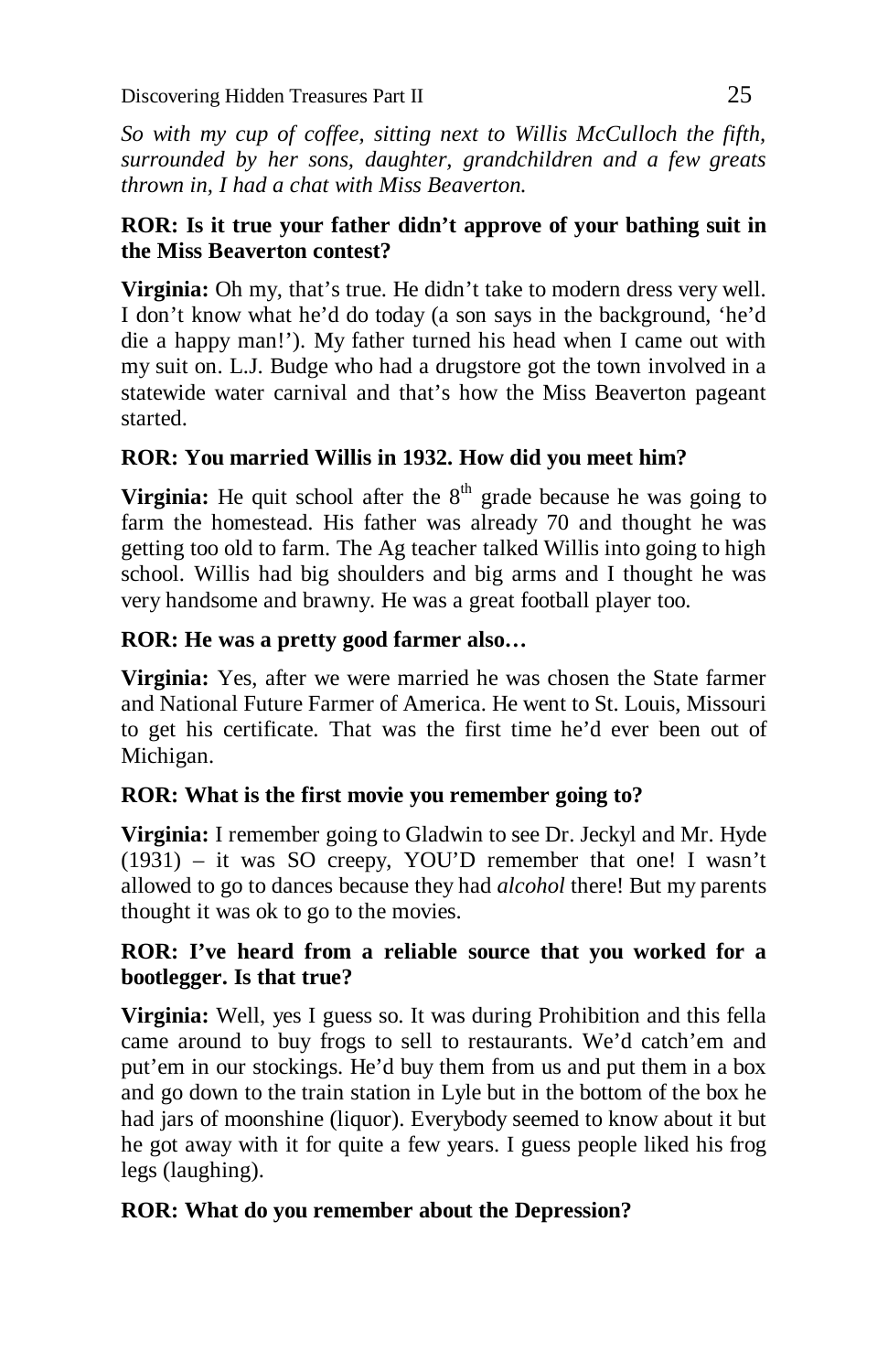*So with my cup of coffee, sitting next to Willis McCulloch the fifth, surrounded by her sons, daughter, grandchildren and a few greats thrown in, I had a chat with Miss Beaverton.*

**ROR: Is it true your father didn't approve of your bathing suit in the Miss Beaverton contest?**

**Virginia:** Oh my, that's true. He didn't take to modern dress very well. I don't know what he'd do today (a son says in the background, 'he'd die a happy man!'). My father turned his head when I came out with my suit on. L.J. Budge who had a drugstore got the town involved in a statewide water carnival and that's how the Miss Beaverton pageant started.

**ROR: You married Willis in 1932. How did you meet him?**

**Virginia:** He quit school after the 8th grade because he was going to farm the homestead. His father was already 70 and thought he was getting too old to farm. The Ag teacher talked Willis into going to high school. Willis had big shoulders and big arms and I thought he was very handsome and brawny. He was a great football player too.

**ROR: He was a pretty good farmer also…**

**Virginia:** Yes, after we were married he was chosen the State farmer and National Future Farmer of America. He went to St. Louis, Missouri to get his certificate. That was the first time he'd ever been out of Michigan.

**ROR: What is the first movie you remember going to?**

**Virginia:** I remember going to Gladwin to see Dr. Jeckyl and Mr. Hyde (1931) – it was SO creepy, YOU'D remember that one! I wasn't allowed to go to dances because they had *alcohol* there! But my parents thought it was ok to go to the movies.

**ROR: I've heard from a reliable source that you worked for a bootlegger. Is that true?**

**Virginia:** Well, yes I guess so. It was during Prohibition and this fella came around to buy frogs to sell to restaurants. We'd catch'em and put'em in our stockings. He'd buy them from us and put them in a box and go down to the train station in Lyle but in the bottom of the box he had jars of moonshine (liquor). Everybody seemed to know about it but he got away with it for quite a few years. I guess people liked his frog legs (laughing).

**ROR: What do you remember about the Depression?**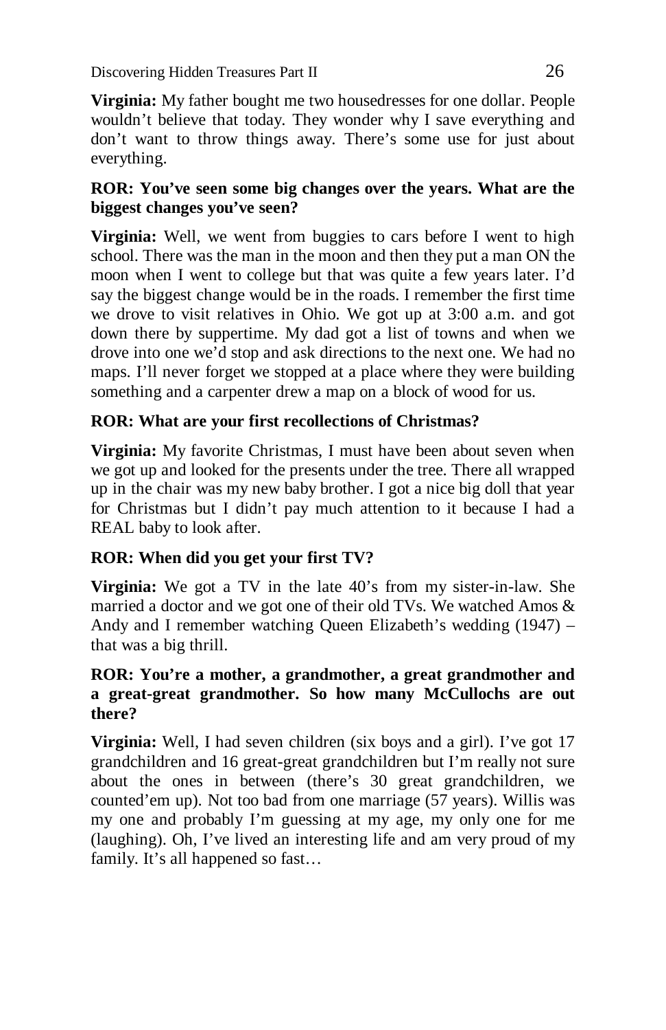**Virginia:** My father bought me two housedresses for one dollar. People wouldn't believe that today. They wonder why I save everything and don't want to throw things away. There's some use for just about everything.

**ROR: You've seen some big changes over the years. What are the biggest changes you've seen?**

**Virginia:** Well, we went from buggies to cars before I went to high school. There was the man in the moon and then they put a man ON the moon when I went to college but that was quite a few years later. I'd say the biggest change would be in the roads. I remember the first time we drove to visit relatives in Ohio. We got up at 3:00 a.m. and got down there by suppertime. My dad got a list of towns and when we drove into one we'd stop and ask directions to the next one. We had no maps. I'll never forget we stopped at a place where they were building something and a carpenter drew a map on a block of wood for us.

**ROR: What are your first recollections of Christmas?**

**Virginia:** My favorite Christmas, I must have been about seven when we got up and looked for the presents under the tree. There all wrapped up in the chair was my new baby brother. I got a nice big doll that year for Christmas but I didn't pay much attention to it because I had a REAL baby to look after.

**ROR: When did you get your first TV?**

**Virginia:** We got a TV in the late 40's from my sister-in-law. She married a doctor and we got one of their old TVs. We watched Amos & Andy and I remember watching Queen Elizabeth's wedding (1947) – that was a big thrill.

**ROR: You're a mother, a grandmother, a great grandmother and a great-great grandmother. So how many McCullochs are out there?**

**Virginia:** Well, I had seven children (six boys and a girl). I've got 17 grandchildren and 16 great-great grandchildren but I'm really not sure about the ones in between (there's 30 great grandchildren, we counted'em up). Not too bad from one marriage (57 years). Willis was my one and probably I'm guessing at my age, my only one for me (laughing). Oh, I've lived an interesting life and am very proud of my family. It's all happened so fast…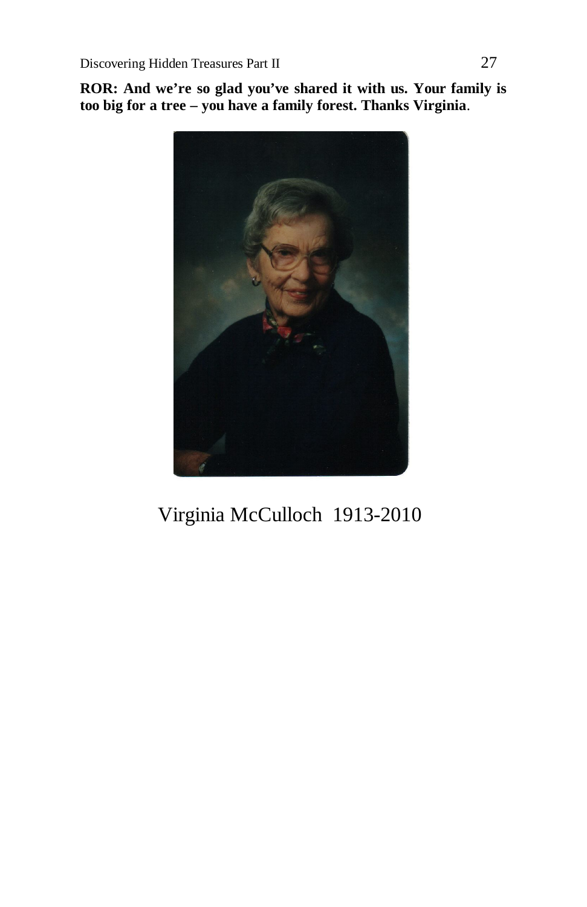**ROR: And we're so glad you've shared it with us. Your family is too big for a tree – you have a family forest. Thanks Virginia**.

Virginia McCulloch 1913-2010